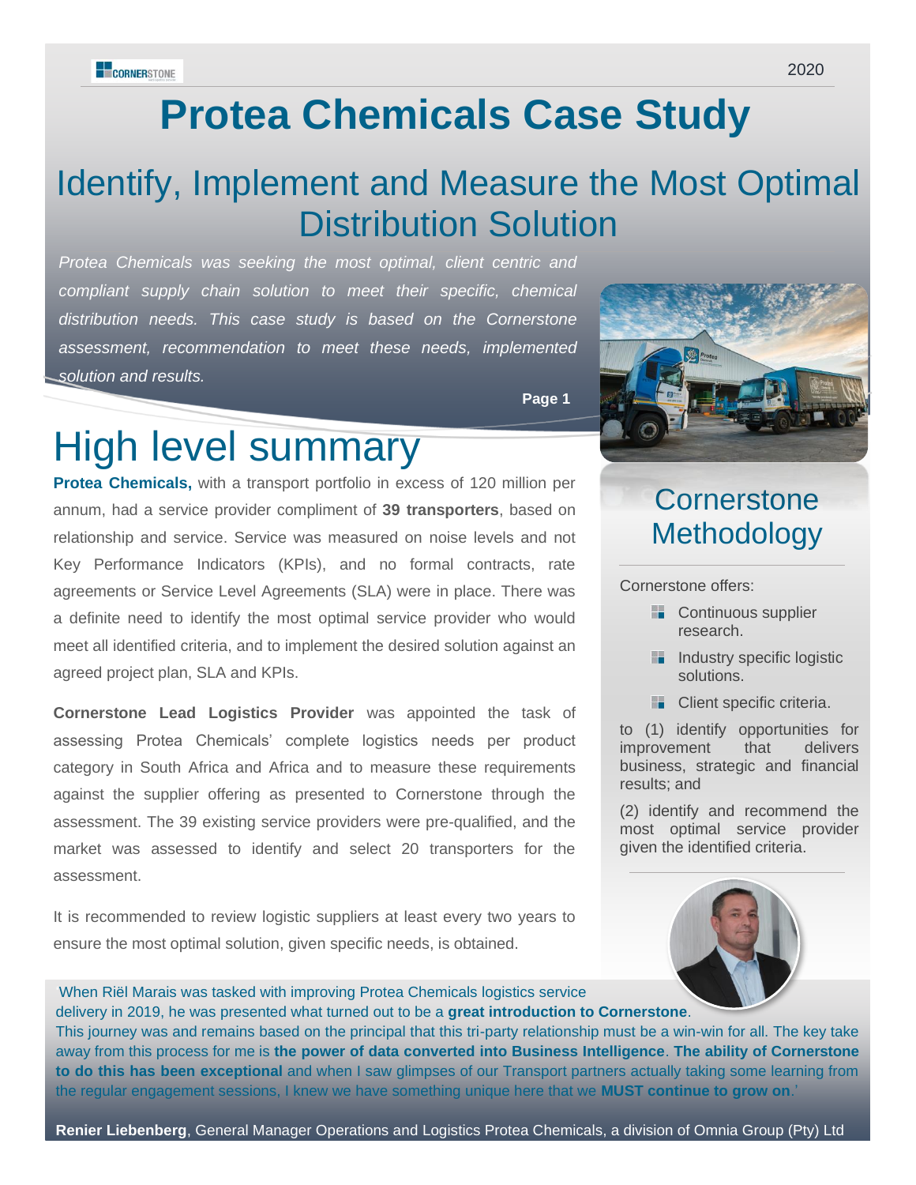# Protea Chemicals Case Study

## Identify, Implement and Measure the Most Optimal Distribution Solution

*Protea Chemicals was seeking the most optimal, client centric and compliant supply chain solution to meet their specific, chemical distribution needs. This case study is based on the Cornerstone assessment, recommendation to meet these needs, implemented solution and results.*

# High level summary

**Protea Chemicals,** with a transport portfolio in excess of 120 million per annum, had a service provider compliment of **39 transporters**, based on relationship and service. Service was measured on noise levels and not Key Performance Indicators (KPIs), and no formal contracts, rate agreements or Service Level Agreements (SLA) were in place. There was a definite need to identify the most optimal service provider who would meet all identified criteria, and to implement the desired solution against an agreed project plan, SLA and KPIs.

**Cornerstone Lead Logistics Provider** was appointed the task of assessing Protea Chemicals' complete logistics needs per product category in South Africa and Africa and to measure these requirements against the supplier offering as presented to Cornerstone through the assessment. The 39 existing service providers were pre-qualified, and the market was assessed to identify and select 20 transporters for the assessment.

It is recommended to review logistic suppliers at least every two years to ensure the most optimal solution, given specific needs, is obtained.

## Cornerstone Methodology

Cornerstone offers:

- Continuous supplier research.
- Industry specific logistic solutions.
- Client specific criteria.

to (1) identify opportunities for improvement that delivers business, strategic and financial results; and

(2) identify and recommend the most optimal service provider given the identified criteria.

When Riël Marais was tasked with improving Protea Chemicals logistics service delivery in 2019, he was presented what turned out to be a **great introduction to Cornerstone**. This journey was and remains based on the principal that this tri-party relationship must be a win-win for all. The key take away from this process for me is **the power of data converted into Business Intelligence**. **The ability of Cornerstone to do this has been exceptional** and when I saw glimpses of our Transport partners actually taking some learning from the regular engagement sessions, I knew we have something unique here that we **MUST continue to grow on**.'

**Renier Liebenberg**, General Manager Operations and Logistics Protea Chemicals, a division of Omnia Group (Pty) Ltd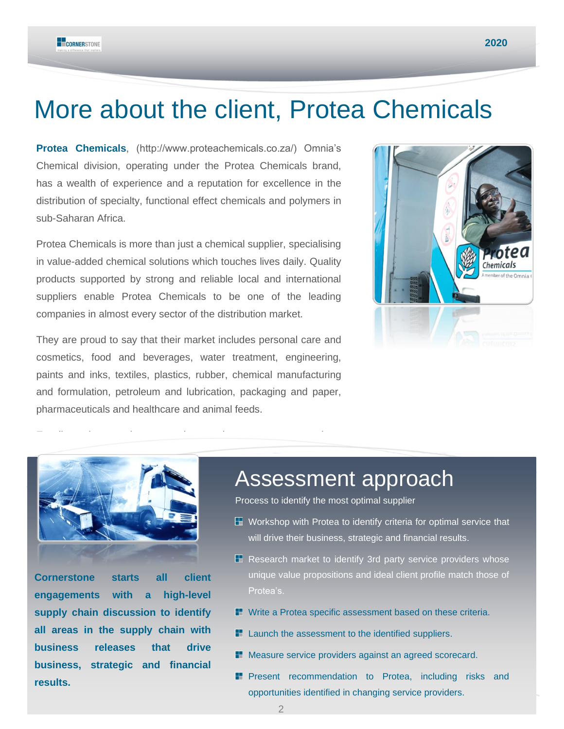# More about the client, Protea Chemicals

**Protea Chemicals**, (http://www.proteachemicals.co.za/) Omnia's Chemical division, operating under the Protea Chemicals brand, has a wealth of experience and a reputation for excellence in the distribution of specialty, functional effect chemicals and polymers in sub-Saharan Africa.

Protea Chemicals is more than just a chemical supplier, specialising in value-added chemical solutions which touches lives daily. Quality products supported by strong and reliable local and international suppliers enable Protea Chemicals to be one of the leading companies in almost every sector of the distribution market.

They are proud to say that their market includes personal care and cosmetics, food and beverages, water treatment, engineering, paints and inks, textiles, plastics, rubber, chemical manufacturing and formulation, petroleum and lubrication, packaging and paper, pharmaceuticals and healthcare and animal feeds.

**Cornerstone starts all client engagements with a high-level supply chain discussion to identify all areas in the supply chain with business releases that drive business, strategic and financial results.**

## Assessment approach

Process to identify the most optimal supplier

- Workshop with Protea to identify criteria for optimal service that will drive their business, strategic and financial results.
- Research market to identify 3rd party service providers whose unique value propositions and ideal client profile match those of Protea's.
- Write a Protea specific assessment based on these criteria.
- Launch the assessment to the identified suppliers.
- Measure service providers against an agreed scorecard.
- Present recommendation to Protea, including risks and opportunities identified in changing service providers.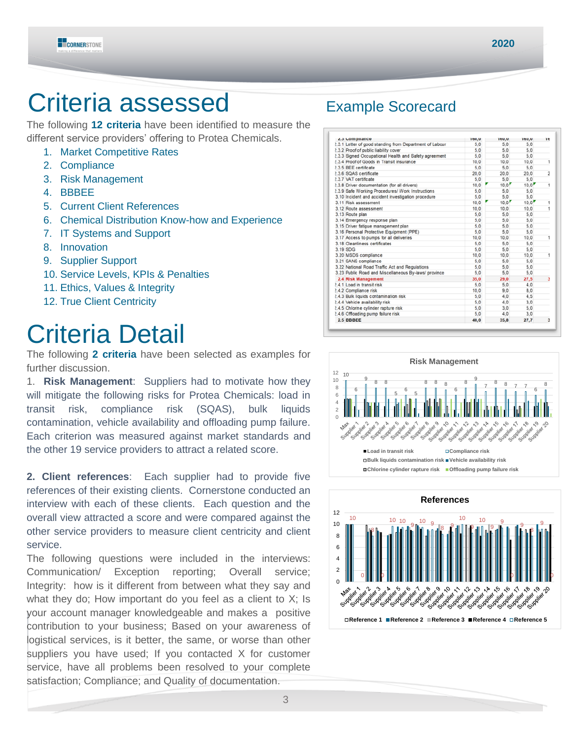# Criteria assessed

The following **12 criteria** have been identified to measure the different service providers' offering to Protea Chemicals.

1. Market Competitive Rates
2. Compliance
3. Risk Management
4. BBBEE
5. Current Client References
6. Chemical Distribution Know-how and Experience
7. IT Systems and Support
8. Innovation
9. Supplier Support
10. Service Levels, KPIs & Penalties
11. Ethics, Values & Integrity
12. True Client Centricity

# Criteria Detail

The following **2 criteria** have been selected as examples for further discussion.

1. **Risk Management**: Suppliers had to motivate how they will mitigate the following risks for Protea Chemicals: load in transit risk, compliance risk (SQAS), bulk liquids contamination, vehicle availability and offloading pump failure. Each criterion was measured against market standards and the other 19 service providers to attract a related score.

**2. Client references**: Each supplier had to provide five references of their existing clients. Cornerstone conducted an interview with each of these clients. Each question and the overall view attracted a score and were compared against the other service providers to measure client centricity and client service.

The following questions were included in the interviews: Communication/ Exception reporting; Overall service; Integrity: how is it different from between what they say and what they do; How important do you feel as a client to X; Is your account manager knowledgeable and makes a positive contribution to your business; Based on your awareness of logistical services, is it better, the same, or worse than other suppliers you have used; If you contacted X for customer service, have all problems been resolved to your complete satisfaction; Compliance; and Quality of documentation.

## Example Scorecard

| | | | | |
|---|---|---|---|---|
| 2.3 Compliance | 100,0 | 100,0 | 100,0 | 10 |
| 2.3.1 Letter of good standing from Department of Labour | 5,0 | 5,0 | 5,0 | |
| 2.3.2 Proof of public liability cover | 5,0 | 5,0 | 5,0 | |
| 2.3.3 Signed Occupational Health and Safety agreement | 5,0 | 5,0 | 5,0 | |
| 2.3.4 Proof of Goods in Transit insurance | 10,0 | 10,0 | 10,0 | 1 |
| 2.3.5 BEE certificate | 5,0 | 5,0 | 5,0 | |
| 2.3.6 SQAS certificate | 20,0 | 20,0 | 20,0 | 2 |
| 2.3.7 VAT certificate | 5,0 | 5,0 | 5,0 | |
| 2.3.8 Driver documentation (for all drivers) | 10,0 | 10,0 | 10,0 | 1 |
| 2.3.9 Safe Working Procedures/ Work Instructions | 5,0 | 5,0 | 5,0 | |
| 3.10 Incident and accident investigation procedure | 5,0 | 5,0 | 5,0 | |
| 3.11 Risk assessment | 10,0 | 10,0 | 10,0 | 1 |
| 3.12 Route assessment | 10,0 | 10,0 | 10,0 | 1 |
| 3.13 Route plan | 5,0 | 5,0 | 5,0 | |
| 3.14 Emergency response plan | 5,0 | 5,0 | 5,0 | |
| 3.15 Driver fatigue management plan | 5,0 | 5,0 | 5,0 | |
| 3.16 Personal Protective Equipment (PPE) | 5,0 | 5,0 | 5,0 | |
| 3.17 Access to pumps for all deliveries | 10,0 | 10,0 | 10,0 | 1 |
| 3.18 Cleanliness certificates | 5,0 | 5,0 | 5,0 | |
| 3.19 SDG | 5,0 | 5,0 | 5,0 | |
| 3.20 MSDS compliance | 10,0 | 10,0 | 10,0 | 1 |
| 3.21 SANS compliance | 5,0 | 5,0 | 5,0 | |
| 3.22 National Road Traffic Act and Regulations | 5,0 | 5,0 | 5,0 | |
| 3.23 Public Road and Miscellaneous By-laws/ province | 5,0 | 5,0 | 5,0 | |
| 2.4 Risk Management | 35,0 | 29,0 | 27,5 | 3 |
| 2.4.1 Load in transit risk | 5,0 | 5,0 | 4,0 | |
| 2.4.2 Compliance risk | 10,0 | 9,0 | 8,0 | |
| 2.4.3 Bulk liquids contamination risk | 5,0 | 4,0 | 4,5 | |
| 2.4.4 Vehicle availability risk | 5,0 | 4,0 | 3,0 | |
| 2.4.5 Chlorine cylinder rapture risk | 5,0 | 3,0 | 5,0 | |
| 2.4.6 Offloading pump failure risk | 5,0 | 4,0 | 3,0 | |
| 2.5 BBBEE | 40,0 | 35,8 | 27,7 | 3 |

**Risk Management**

Legend: Load in transit risk; Compliance risk; Bulk liquids contamination risk; Vehicle availability risk; Chlorine cylinder rapture risk; Offloading pump failure risk

**References**

Legend: Reference 1; Reference 2; Reference 3; Reference 4; Reference 5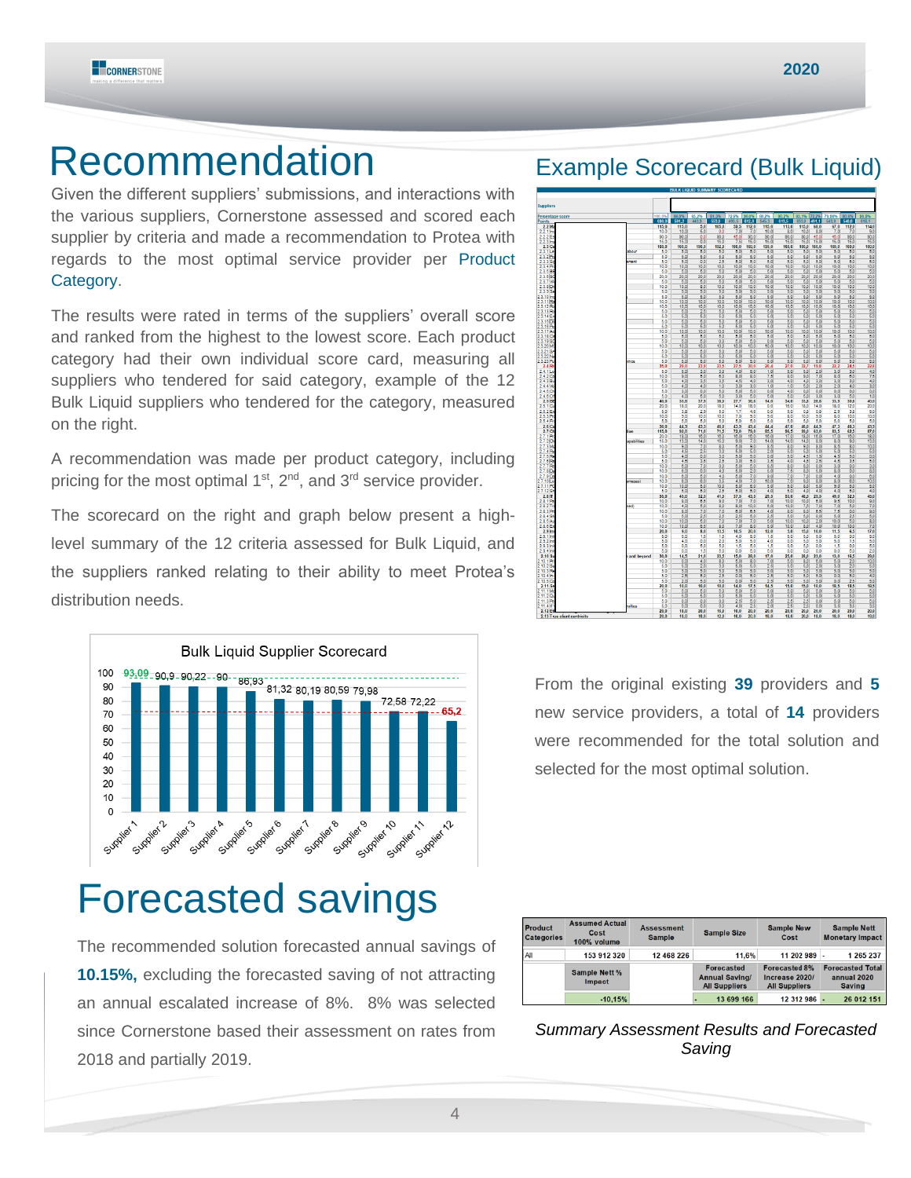# Recommendation

Given the different suppliers' submissions, and interactions with the various suppliers, Cornerstone assessed and scored each supplier by criteria and made a recommendation to Protea with regards to the most optimal service provider per Product Category.

The results were rated in terms of the suppliers' overall score and ranked from the highest to the lowest score. Each product category had their own individual score card, measuring all suppliers who tendered for said category, example of the 12 Bulk Liquid suppliers who tendered for the category, measured on the right.

A recommendation was made per product category, including pricing for the most optimal 1st, 2nd, and 3rd service provider.

The scorecard on the right and graph below present a high-level summary of the 12 criteria assessed for Bulk Liquid, and the suppliers ranked relating to their ability to meet Protea's distribution needs.

## Example Scorecard (Bulk Liquid)

**Bulk Liquid Supplier Scorecard**

| Supplier | Score |
|---|---|
| Supplier 1 | 93,09 |
| Supplier 2 | 90,9 |
| Supplier 3 | 90,22 |
| Supplier 4 | 90 |
| Supplier 5 | 86,93 |
| Supplier 6 | 81,32 |
| Supplier 7 | 80,19 |
| Supplier 8 | 80,59 |
| Supplier 9 | 79,98 |
| Supplier 10 | 72,58 |
| Supplier 11 | 72,22 |
| Supplier 12 | 65,2 |

From the original existing **39** providers and **5** new service providers, a total of **14** providers were recommended for the total solution and selected for the most optimal solution.

# Forecasted savings

The recommended solution forecasted annual savings of **10.15%,** excluding the forecasted saving of not attracting an annual escalated increase of 8%. 8% was selected since Cornerstone based their assessment on rates from 2018 and partially 2019.

| Product Categories | Assumed Actual Cost 100% volume | Assessment Sample | Sample Size | Sample New Cost | Sample Nett Monetary Impact |
|---|---|---|---|---|---|
| All | 153 912 320 | 12 468 226 | 11,6% | 11 202 989 | - 1 265 237 |
| | Sample Nett % Impact | | Forecasted Annual Saving/ All Suppliers | Forecasted 8% Increase 2020/ All Suppliers | Forecasted Total annual 2020 Saving |
| | -10,15% | | - 13 699 166 | 12 312 986 | - 26 012 151 |

*Summary Assessment Results and Forecasted Saving*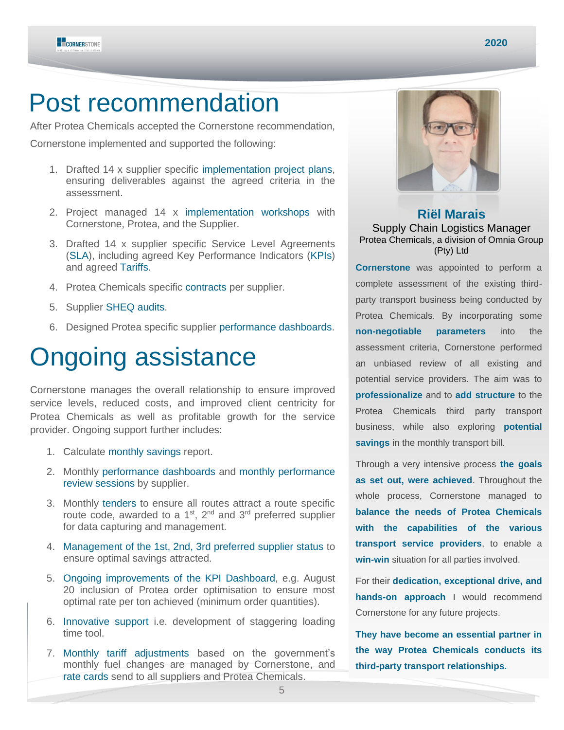# Post recommendation

After Protea Chemicals accepted the Cornerstone recommendation, Cornerstone implemented and supported the following:

1. Drafted 14 x supplier specific implementation project plans, ensuring deliverables against the agreed criteria in the assessment.
2. Project managed 14 x implementation workshops with Cornerstone, Protea, and the Supplier.
3. Drafted 14 x supplier specific Service Level Agreements (SLA), including agreed Key Performance Indicators (KPIs) and agreed Tariffs.
4. Protea Chemicals specific contracts per supplier.
5. Supplier SHEQ audits.
6. Designed Protea specific supplier performance dashboards.

# Ongoing assistance

Cornerstone manages the overall relationship to ensure improved service levels, reduced costs, and improved client centricity for Protea Chemicals as well as profitable growth for the service provider. Ongoing support further includes:

1. Calculate monthly savings report.
2. Monthly performance dashboards and monthly performance review sessions by supplier.
3. Monthly tenders to ensure all routes attract a route specific route code, awarded to a 1st, 2nd and 3rd preferred supplier for data capturing and management.
4. Management of the 1st, 2nd, 3rd preferred supplier status to ensure optimal savings attracted.
5. Ongoing improvements of the KPI Dashboard, e.g. August 20 inclusion of Protea order optimisation to ensure most optimal rate per ton achieved (minimum order quantities).
6. Innovative support i.e. development of staggering loading time tool.
7. Monthly tariff adjustments based on the government's monthly fuel changes are managed by Cornerstone, and rate cards send to all suppliers and Protea Chemicals.

**Riël Marais**
Supply Chain Logistics Manager
Protea Chemicals, a division of Omnia Group (Pty) Ltd

**Cornerstone** was appointed to perform a complete assessment of the existing third-party transport business being conducted by Protea Chemicals. By incorporating some **non-negotiable parameters** into the assessment criteria, Cornerstone performed an unbiased review of all existing and potential service providers. The aim was to **professionalize** and to **add structure** to the Protea Chemicals third party transport business, while also exploring **potential savings** in the monthly transport bill.

Through a very intensive process **the goals as set out, were achieved**. Throughout the whole process, Cornerstone managed to **balance the needs of Protea Chemicals with the capabilities of the various transport service providers**, to enable a **win-win** situation for all parties involved.

For their **dedication, exceptional drive, and hands-on approach** I would recommend Cornerstone for any future projects.

**They have become an essential partner in the way Protea Chemicals conducts its third-party transport relationships.**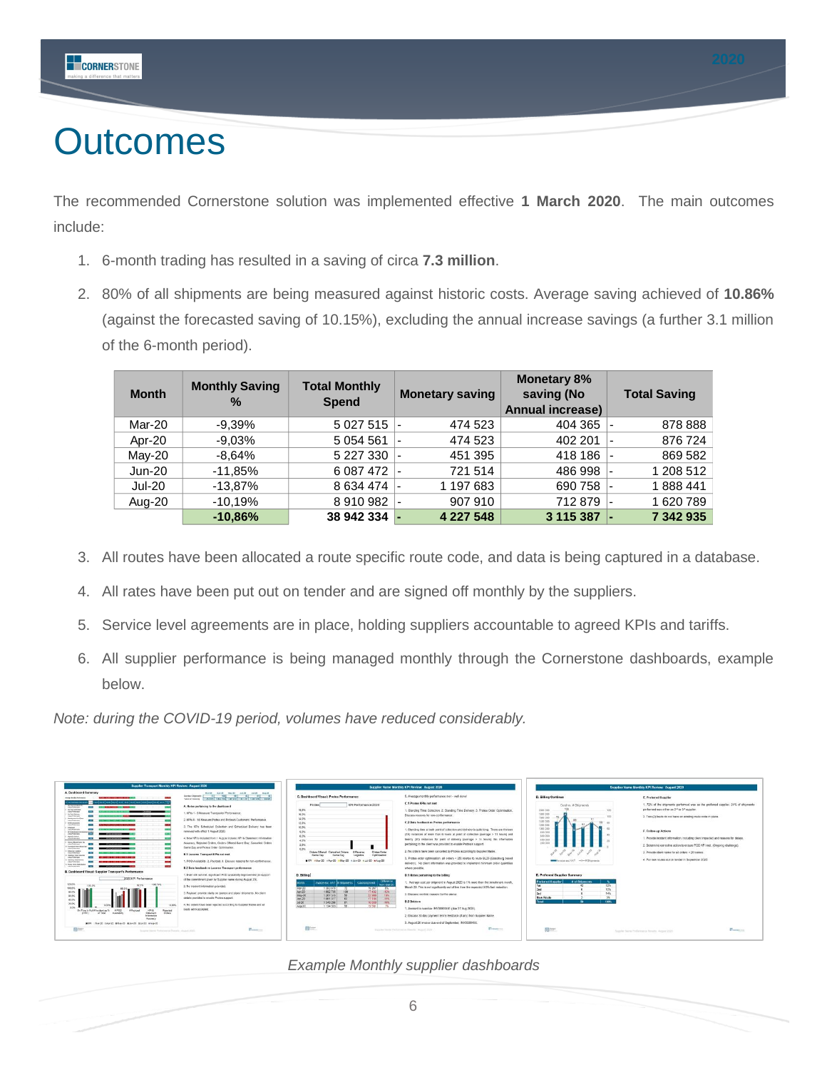# Outcomes

The recommended Cornerstone solution was implemented effective **1 March 2020**. The main outcomes include:

1. 6-month trading has resulted in a saving of circa **7.3 million**.
2. 80% of all shipments are being measured against historic costs. Average saving achieved of **10.86%** (against the forecasted saving of 10.15%), excluding the annual increase savings (a further 3.1 million of the 6-month period).

| Month | Monthly Saving % | Total Monthly Spend | Monetary saving | Monetary 8% saving (No Annual increase) | Total Saving |
|---|---|---|---|---|---|
| Mar-20 | -9,39% | 5 027 515 | - 474 523 | 404 365 | - 878 888 |
| Apr-20 | -9,03% | 5 054 561 | - 474 523 | 402 201 | - 876 724 |
| May-20 | -8,64% | 5 227 330 | - 451 395 | 418 186 | - 869 582 |
| Jun-20 | -11,85% | 6 087 472 | - 721 514 | 486 998 | - 1 208 512 |
| Jul-20 | -13,87% | 8 634 474 | - 1 197 683 | 690 758 | - 1 888 441 |
| Aug-20 | -10,19% | 8 910 982 | - 907 910 | 712 879 | - 1 620 789 |
| | **-10,86%** | **38 942 334** | **- 4 227 548** | **3 115 387** | **- 7 342 935** |

3. All routes have been allocated a route specific route code, and data is being captured in a database.
4. All rates have been put out on tender and are signed off monthly by the suppliers.
5. Service level agreements are in place, holding suppliers accountable to agreed KPIs and tariffs.
6. All supplier performance is being managed monthly through the Cornerstone dashboards, example below.

*Note: during the COVID-19 period, volumes have reduced considerably.*

*Example Monthly supplier dashboards*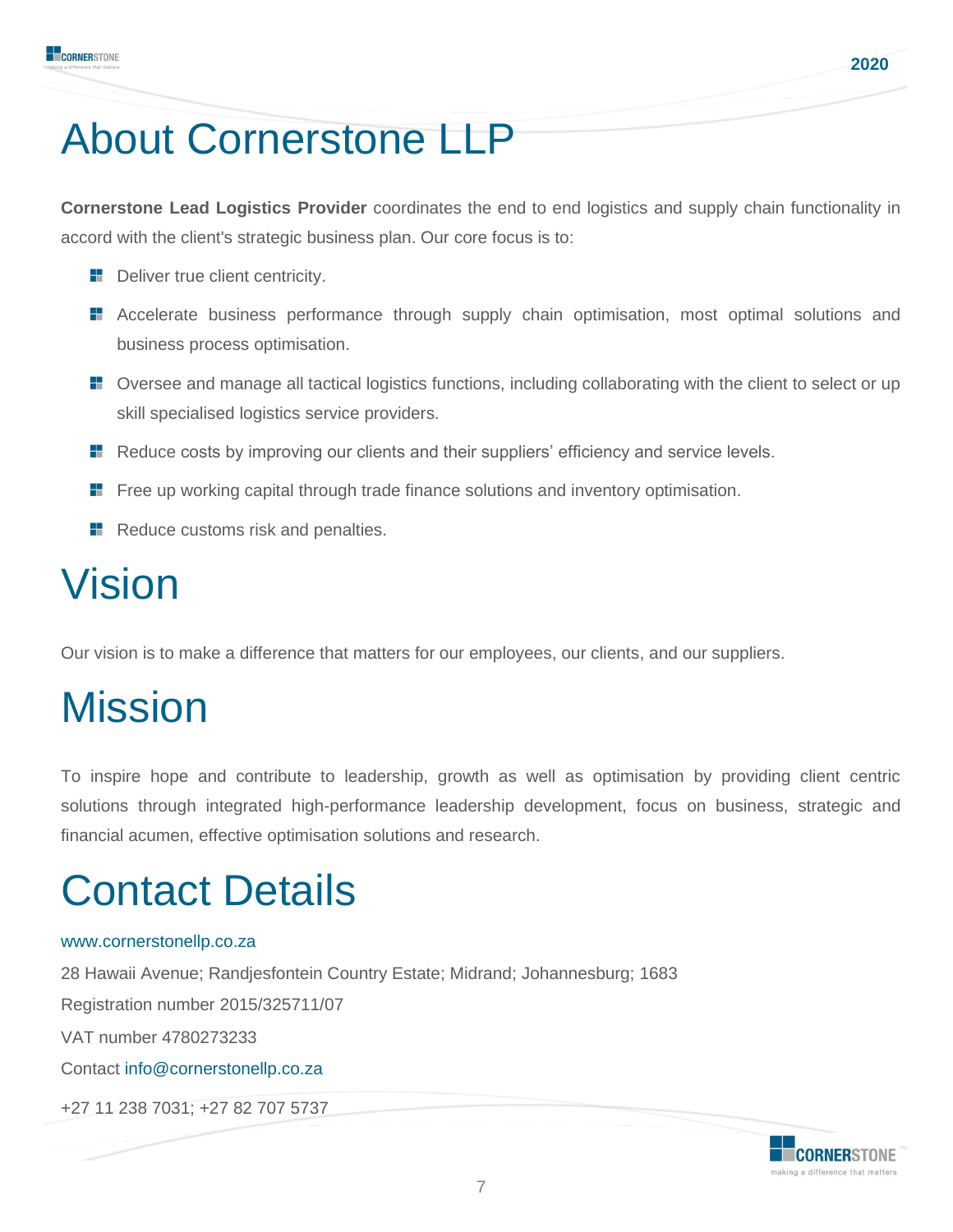# About Cornerstone LLP

**Cornerstone Lead Logistics Provider** coordinates the end to end logistics and supply chain functionality in accord with the client's strategic business plan. Our core focus is to:

- Deliver true client centricity.
- Accelerate business performance through supply chain optimisation, most optimal solutions and business process optimisation.
- Oversee and manage all tactical logistics functions, including collaborating with the client to select or up skill specialised logistics service providers.
- Reduce costs by improving our clients and their suppliers' efficiency and service levels.
- Free up working capital through trade finance solutions and inventory optimisation.
- Reduce customs risk and penalties.

# Vision

Our vision is to make a difference that matters for our employees, our clients, and our suppliers.

# Mission

To inspire hope and contribute to leadership, growth as well as optimisation by providing client centric solutions through integrated high-performance leadership development, focus on business, strategic and financial acumen, effective optimisation solutions and research.

# Contact Details

www.cornerstonellp.co.za

28 Hawaii Avenue; Randjesfontein Country Estate; Midrand; Johannesburg; 1683

Registration number 2015/325711/07

VAT number 4780273233

Contact info@cornerstonellp.co.za

+27 11 238 7031; +27 82 707 5737